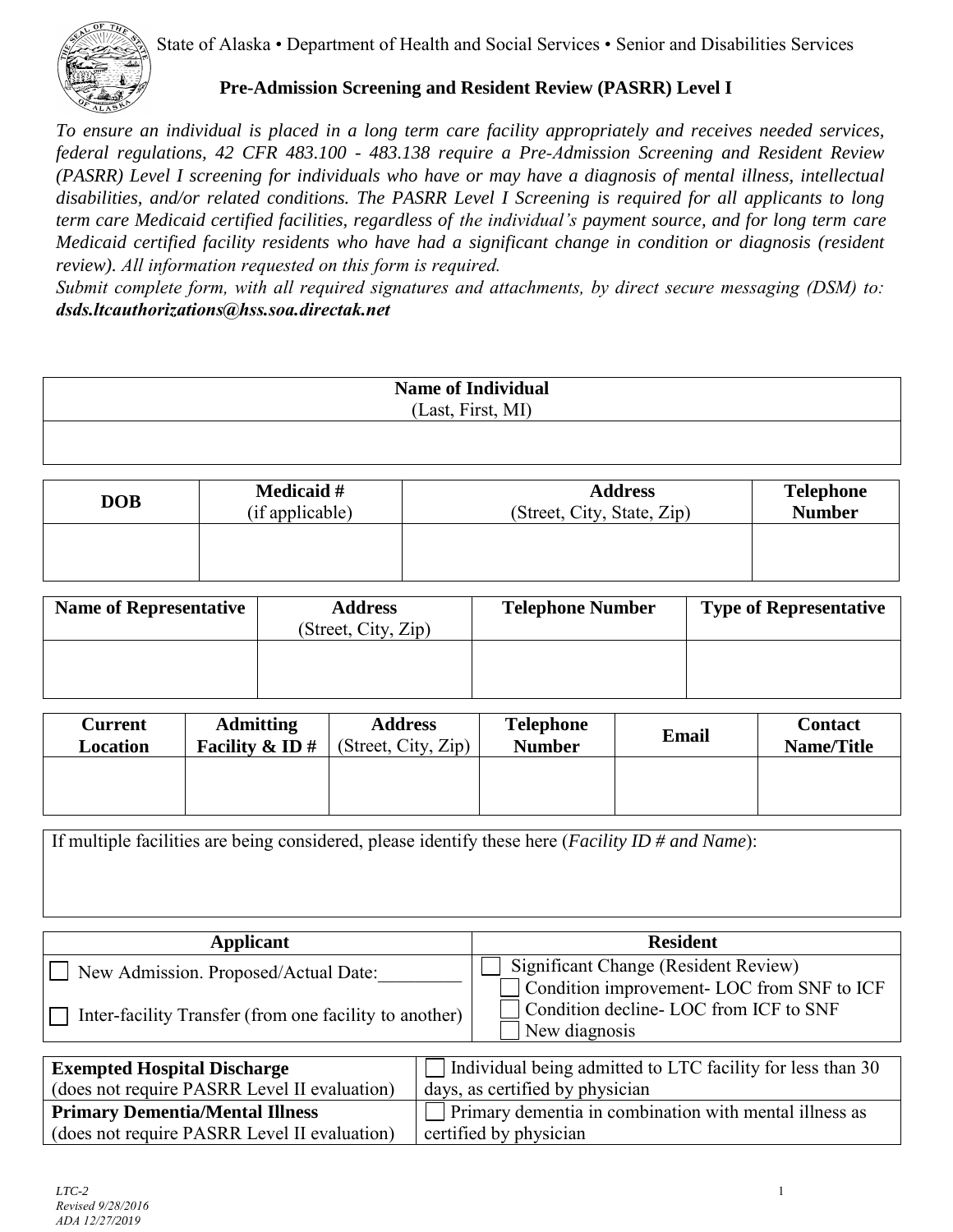State of Alaska • Department of Health and Social Services • Senior and Disabilities Services

# Pre-Admission Screening and Resident Review (PASRR) Level I

*To ensure an individual is placed in a long term care facility appropriately and receives needed services, federal regulations, 42 CFR 483.100 - 483.138 require a Pre-Admission Screening and Resident Review (PASRR) Level I screening for individuals who have or may have a diagnosis of mental illness, intellectual disabilities, and/or related conditions. The PASRR Level I Screening is required for all applicants to long term care Medicaid certified facilities, regardless of the individual's payment source, and for long term care Medicaid certified facility residents who have had a significant change in condition or diagnosis (resident review). All information requested on this form is required.*

*Submit complete form, with all required signatures and attachments, by direct secure messaging (DSM) to:* ***dsds.ltcauthorizations@hss.soa.directak.net***

| **Name of Individual** (Last, First, MI) |
|---|
| |

| **DOB** | **Medicaid #** (if applicable) | **Address** (Street, City, State, Zip) | **Telephone Number** |
|---|---|---|---|
| | | | |

| **Name of Representative** | **Address** (Street, City, Zip) | **Telephone Number** | **Type of Representative** |
|---|---|---|---|
| | | | |

| **Current Location** | **Admitting Facility & ID #** | **Address** (Street, City, Zip) | **Telephone Number** | **Email** | **Contact Name/Title** |
|---|---|---|---|---|---|
| | | | | | |

If multiple facilities are being considered, please identify these here (*Facility ID # and Name*):

| **Applicant** | **Resident** |
|---|---|
| ☐ New Admission. Proposed/Actual Date:_________ | ☐ Significant Change (Resident Review)<br>☐ Condition improvement- LOC from SNF to ICF<br>☐ Condition decline- LOC from ICF to SNF<br>☐ New diagnosis |
| ☐ Inter-facility Transfer (from one facility to another) | |

| | |
|---|---|
| **Exempted Hospital Discharge** (does not require PASRR Level II evaluation) | ☐ Individual being admitted to LTC facility for less than 30 days, as certified by physician |
| **Primary Dementia/Mental Illness** (does not require PASRR Level II evaluation) | ☐ Primary dementia in combination with mental illness as certified by physician |

*LTC-2*
*Revised 9/28/2016*
*ADA 12/27/2019*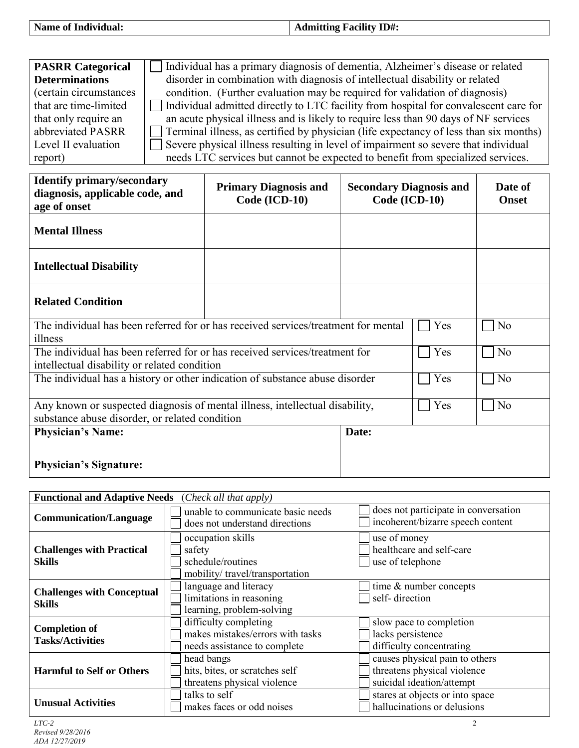| Name of Individual: | Admitting Facility ID#: |
|---|---|

| PASRR Categorical Determinations (certain circumstances that are time-limited that only require an abbreviated PASRR Level II evaluation report) | ☐ Individual has a primary diagnosis of dementia, Alzheimer's disease or related disorder in combination with diagnosis of intellectual disability or related condition. (Further evaluation may be required for validation of diagnosis)<br>☐ Individual admitted directly to LTC facility from hospital for convalescent care for an acute physical illness and is likely to require less than 90 days of NF services<br>☐ Terminal illness, as certified by physician (life expectancy of less than six months)<br>☐ Severe physical illness resulting in level of impairment so severe that individual needs LTC services but cannot be expected to benefit from specialized services. |
|---|---|

| Identify primary/secondary diagnosis, applicable code, and age of onset | Primary Diagnosis and Code (ICD-10) | Secondary Diagnosis and Code (ICD-10) | Date of Onset |
|---|---|---|---|
| **Mental Illness** | | | |
| **Intellectual Disability** | | | |
| **Related Condition** | | | |

| | | |
|---|---|---|
| The individual has been referred for or has received services/treatment for mental illness | ☐ Yes | ☐ No |
| The individual has been referred for or has received services/treatment for intellectual disability or related condition | ☐ Yes | ☐ No |
| The individual has a history or other indication of substance abuse disorder | ☐ Yes | ☐ No |
| Any known or suspected diagnosis of mental illness, intellectual disability, substance abuse disorder, or related condition | ☐ Yes | ☐ No |

| Physician's Name:<br><br>Physician's Signature: | Date: |
|---|---|

| **Functional and Adaptive Needs** (*Check all that apply*) | | |
|---|---|---|
| **Communication/Language** | ☐ unable to communicate basic needs<br>☐ does not understand directions | ☐ does not participate in conversation<br>☐ incoherent/bizarre speech content |
| **Challenges with Practical Skills** | ☐ occupation skills<br>☐ safety<br>☐ schedule/routines<br>☐ mobility/ travel/transportation | ☐ use of money<br>☐ healthcare and self-care<br>☐ use of telephone |
| **Challenges with Conceptual Skills** | ☐ language and literacy<br>☐ limitations in reasoning<br>☐ learning, problem-solving | ☐ time & number concepts<br>☐ self- direction |
| **Completion of Tasks/Activities** | ☐ difficulty completing<br>☐ makes mistakes/errors with tasks<br>☐ needs assistance to complete | ☐ slow pace to completion<br>☐ lacks persistence<br>☐ difficulty concentrating |
| **Harmful to Self or Others** | ☐ head bangs<br>☐ hits, bites, or scratches self<br>☐ threatens physical violence | ☐ causes physical pain to others<br>☐ threatens physical violence<br>☐ suicidal ideation/attempt |
| **Unusual Activities** | ☐ talks to self<br>☐ makes faces or odd noises | ☐ stares at objects or into space<br>☐ hallucinations or delusions |

*LTC-2*
*Revised 9/28/2016*
*ADA 12/27/2019*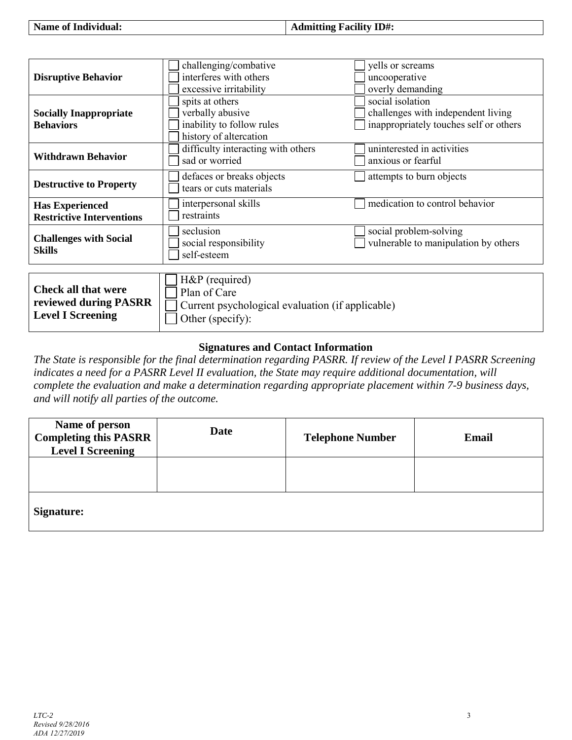| Name of Individual: | Admitting Facility ID#: |
|---|---|

| | | |
|---|---|---|
| **Disruptive Behavior** | ☐ challenging/combative<br>☐ interferes with others<br>☐ excessive irritability | ☐ yells or screams<br>☐ uncooperative<br>☐ overly demanding |
| **Socially Inappropriate Behaviors** | ☐ spits at others<br>☐ verbally abusive<br>☐ inability to follow rules<br>☐ history of altercation | ☐ social isolation<br>☐ challenges with independent living<br>☐ inappropriately touches self or others |
| **Withdrawn Behavior** | ☐ difficulty interacting with others<br>☐ sad or worried | ☐ uninterested in activities<br>☐ anxious or fearful |
| **Destructive to Property** | ☐ defaces or breaks objects<br>☐ tears or cuts materials | ☐ attempts to burn objects |
| **Has Experienced Restrictive Interventions** | ☐ interpersonal skills<br>☐ restraints | ☐ medication to control behavior |
| **Challenges with Social Skills** | ☐ seclusion<br>☐ social responsibility<br>☐ self-esteem | ☐ social problem-solving<br>☐ vulnerable to manipulation by others |

| | |
|---|---|
| **Check all that were reviewed during PASRR Level I Screening** | ☐ H&P (required)<br>☐ Plan of Care<br>☐ Current psychological evaluation (if applicable)<br>☐ Other (specify): |

### Signatures and Contact Information

*The State is responsible for the final determination regarding PASRR. If review of the Level I PASRR Screening indicates a need for a PASRR Level II evaluation, the State may require additional documentation, will complete the evaluation and make a determination regarding appropriate placement within 7-9 business days, and will notify all parties of the outcome.*

| Name of person Completing this PASRR Level I Screening | Date | Telephone Number | Email |
|---|---|---|---|
| | | | |
| **Signature:** | | | |

LTC-2
Revised 9/28/2016
ADA 12/27/2019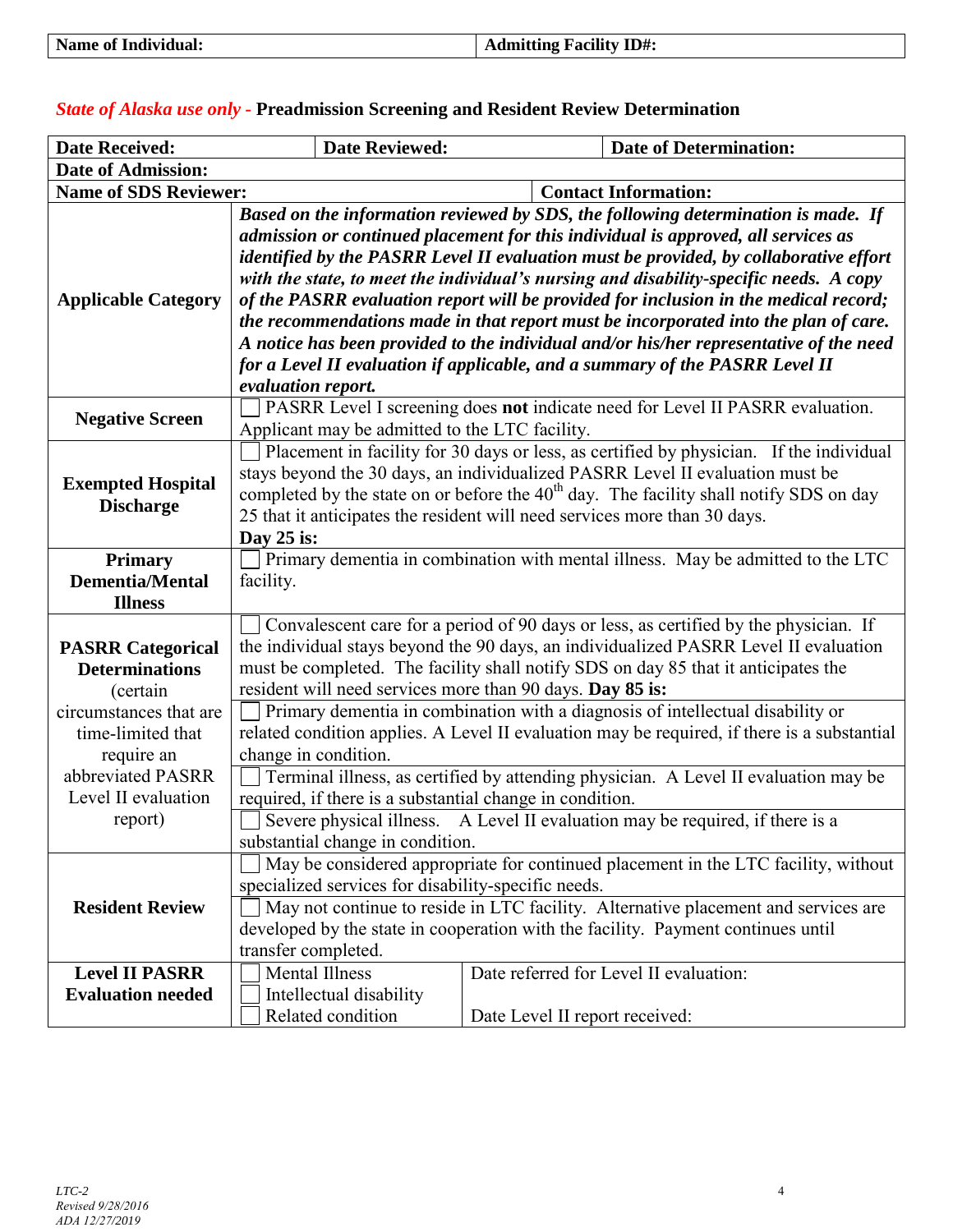| Name of Individual: | Admitting Facility ID#: |
|---|---|

## *State of Alaska use only* - Preadmission Screening and Resident Review Determination

| | | |
|---|---|---|
| **Date Received:** | **Date Reviewed:** | **Date of Determination:** |
| **Date of Admission:** | | |
| **Name of SDS Reviewer:** | **Contact Information:** | |

| | | |
|---|---|---|
| **Applicable Category** | ***Based on the information reviewed by SDS, the following determination is made. If admission or continued placement for this individual is approved, all services as identified by the PASRR Level II evaluation must be provided, by collaborative effort with the state, to meet the individual's nursing and disability-specific needs. A copy of the PASRR evaluation report will be provided for inclusion in the medical record; the recommendations made in that report must be incorporated into the plan of care. A notice has been provided to the individual and/or his/her representative of the need for a Level II evaluation if applicable, and a summary of the PASRR Level II evaluation report.*** | |
| **Negative Screen** | ☐ PASRR Level I screening does **not** indicate need for Level II PASRR evaluation. Applicant may be admitted to the LTC facility. | |
| **Exempted Hospital Discharge** | ☐ Placement in facility for 30 days or less, as certified by physician. If the individual stays beyond the 30 days, an individualized PASRR Level II evaluation must be completed by the state on or before the 40th day. The facility shall notify SDS on day 25 that it anticipates the resident will need services more than 30 days. **Day 25 is:** | |
| **Primary Dementia/Mental Illness** | ☐ Primary dementia in combination with mental illness. May be admitted to the LTC facility. | |
| **PASRR Categorical Determinations** (certain circumstances that are time-limited that require an abbreviated PASRR Level II evaluation report) | ☐ Convalescent care for a period of 90 days or less, as certified by the physician. If the individual stays beyond the 90 days, an individualized PASRR Level II evaluation must be completed. The facility shall notify SDS on day 85 that it anticipates the resident will need services more than 90 days. **Day 85 is:** | |
| | ☐ Primary dementia in combination with a diagnosis of intellectual disability or related condition applies. A Level II evaluation may be required, if there is a substantial change in condition. | |
| | ☐ Terminal illness, as certified by attending physician. A Level II evaluation may be required, if there is a substantial change in condition. | |
| | ☐ Severe physical illness. A Level II evaluation may be required, if there is a substantial change in condition. | |
| **Resident Review** | ☐ May be considered appropriate for continued placement in the LTC facility, without specialized services for disability-specific needs. | |
| | ☐ May not continue to reside in LTC facility. Alternative placement and services are developed by the state in cooperation with the facility. Payment continues until transfer completed. | |
| **Level II PASRR Evaluation needed** | ☐ Mental Illness<br>☐ Intellectual disability<br>☐ Related condition | Date referred for Level II evaluation:<br><br>Date Level II report received: |

*LTC-2*
*Revised 9/28/2016*
*ADA 12/27/2019*